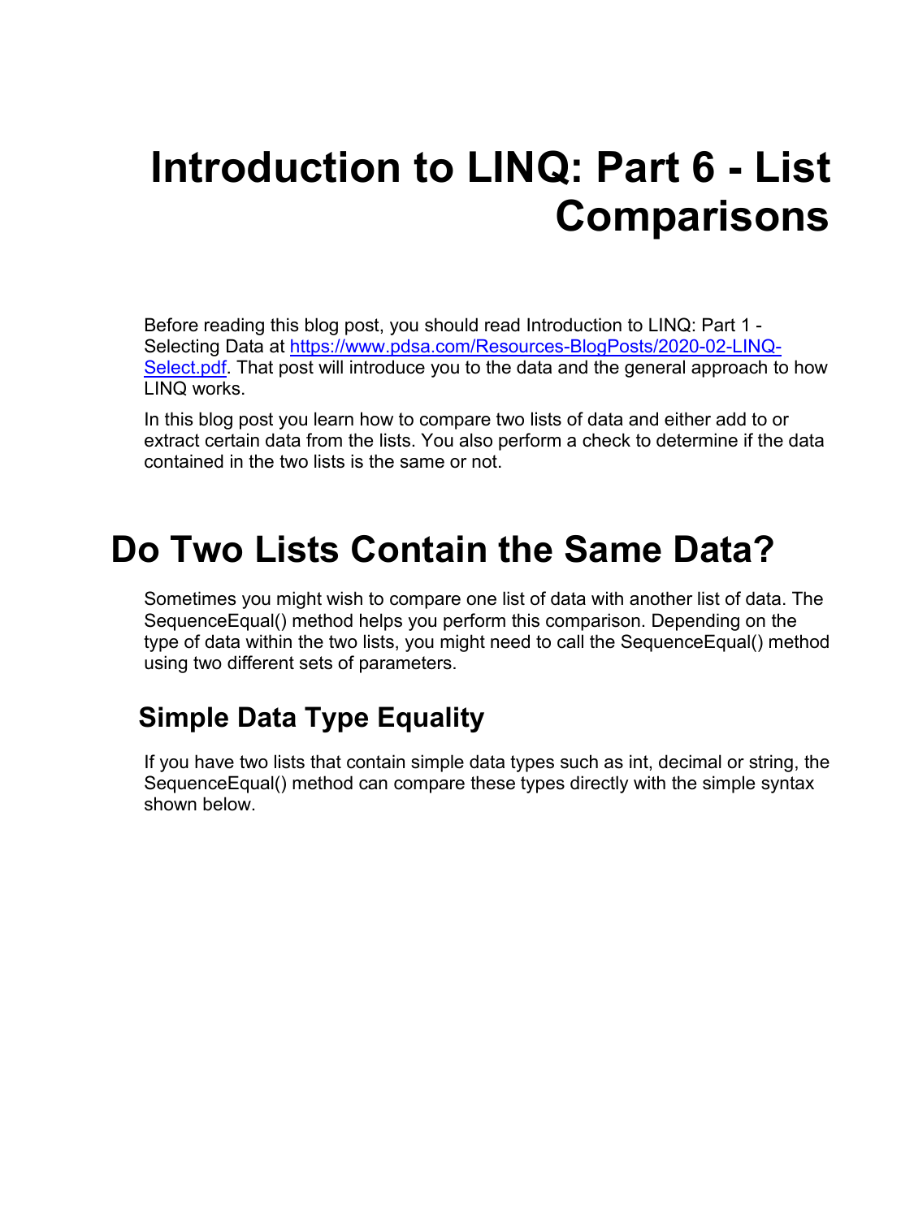# Introduction to LINQ: Part 6 - List Comparisons

Before reading this blog post, you should read Introduction to LINQ: Part 1 - Selecting Data at [https://www.pdsa.com/Resources-BlogPosts/2020-02-LINQ-Select.pdf](https://www.pdsa.com/Resources-BlogPosts/2020-02-LINQ-Select.pdf). That post will introduce you to the data and the general approach to how LINQ works.

In this blog post you learn how to compare two lists of data and either add to or extract certain data from the lists. You also perform a check to determine if the data contained in the two lists is the same or not.

# Do Two Lists Contain the Same Data?

Sometimes you might wish to compare one list of data with another list of data. The SequenceEqual() method helps you perform this comparison. Depending on the type of data within the two lists, you might need to call the SequenceEqual() method using two different sets of parameters.

## Simple Data Type Equality

If you have two lists that contain simple data types such as int, decimal or string, the SequenceEqual() method can compare these types directly with the simple syntax shown below.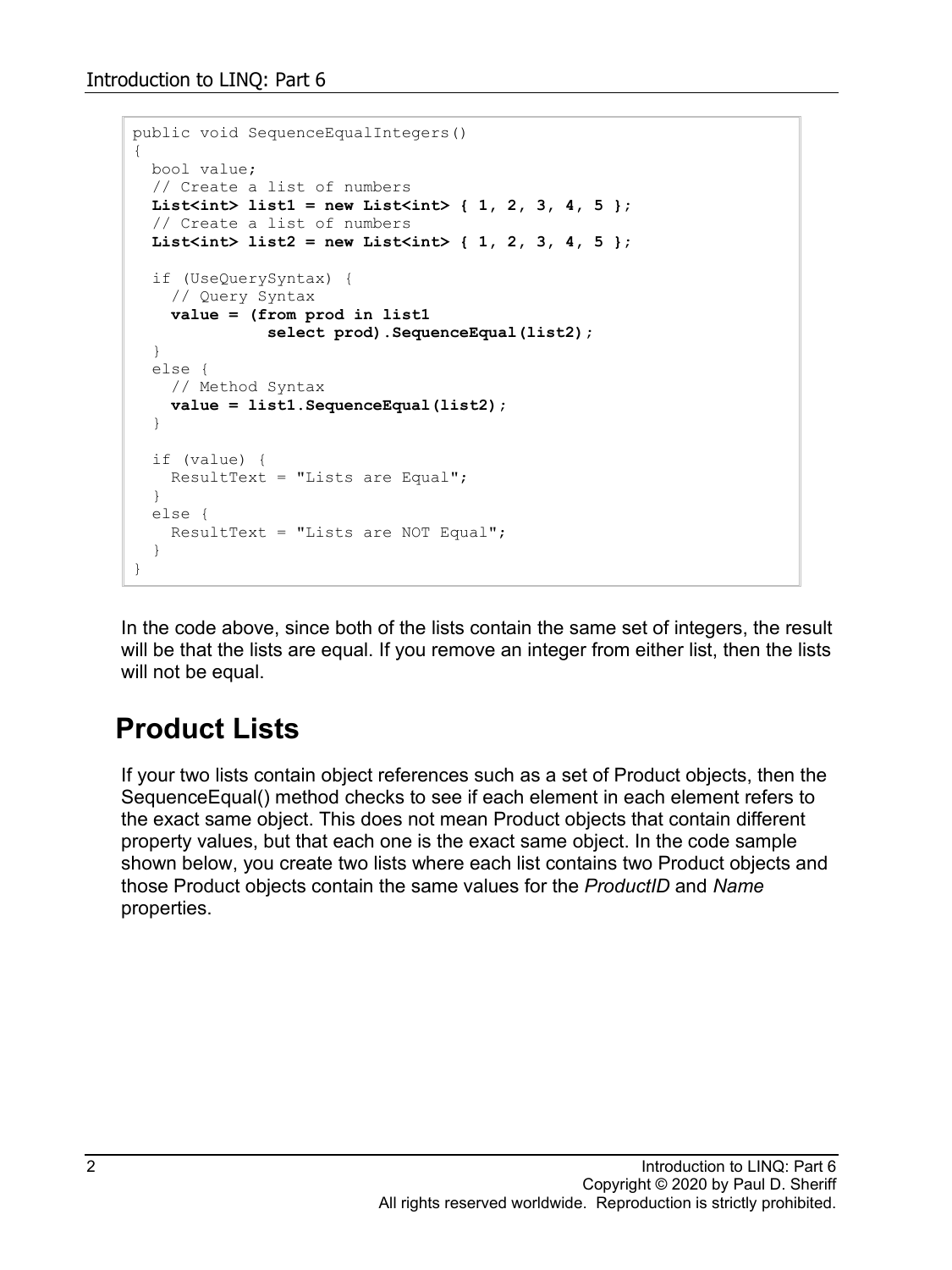```
public void SequenceEqualIntegers()
{
  bool value;
  // Create a list of numbers
  List<int> list1 = new List<int> { 1, 2, 3, 4, 5 };
  // Create a list of numbers
  List<int> list2 = new List<int> { 1, 2, 3, 4, 5 };

  if (UseQuerySyntax) {
    // Query Syntax
    value = (from prod in list1
             select prod).SequenceEqual(list2);
  }
  else {
    // Method Syntax
    value = list1.SequenceEqual(list2);
  }

  if (value) {
    ResultText = "Lists are Equal";
  }
  else {
    ResultText = "Lists are NOT Equal";
  }
}
```

In the code above, since both of the lists contain the same set of integers, the result will be that the lists are equal. If you remove an integer from either list, then the lists will not be equal.

## Product Lists

If your two lists contain object references such as a set of Product objects, then the SequenceEqual() method checks to see if each element in each element refers to the exact same object. This does not mean Product objects that contain different property values, but that each one is the exact same object. In the code sample shown below, you create two lists where each list contains two Product objects and those Product objects contain the same values for the *ProductID* and *Name* properties.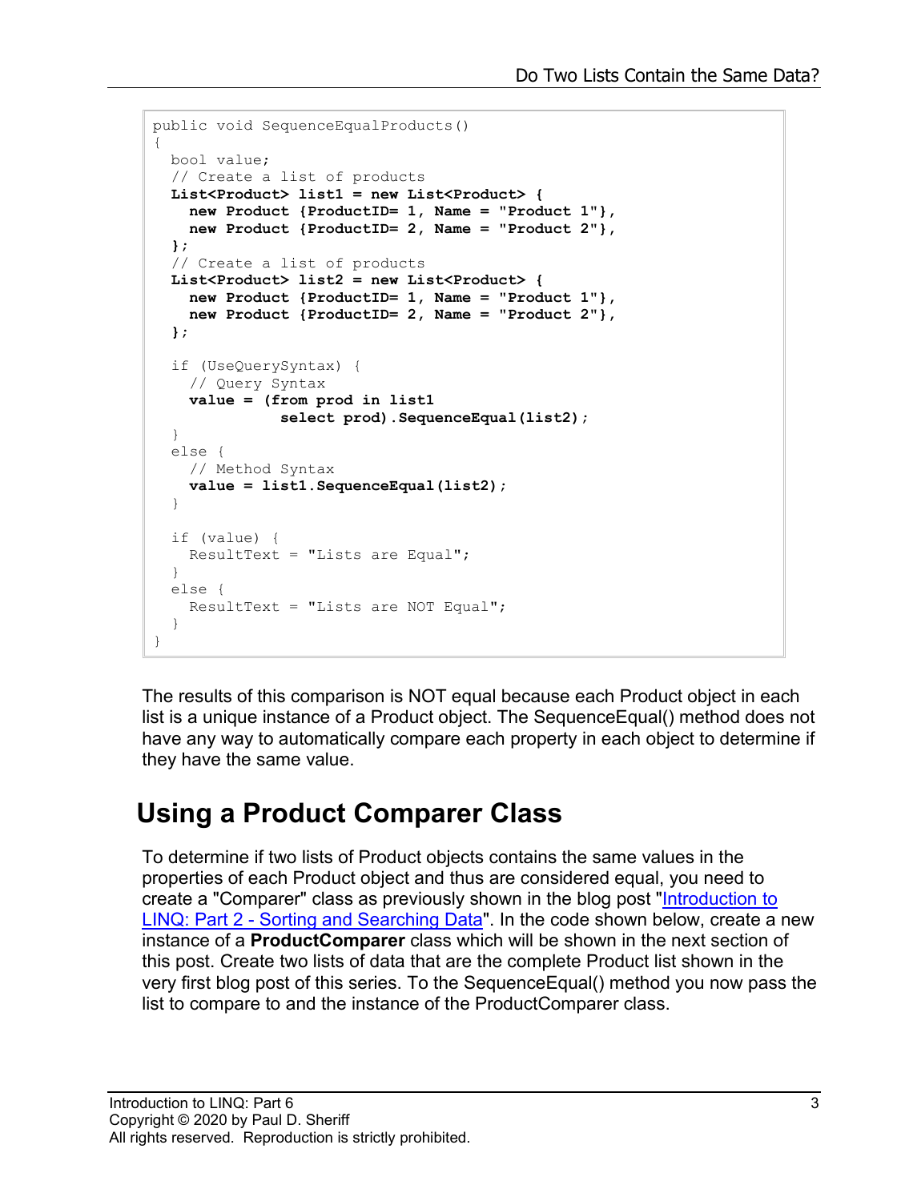```
public void SequenceEqualProducts()
{
  bool value;
  // Create a list of products
  List<Product> list1 = new List<Product> {
    new Product {ProductID= 1, Name = "Product 1"},
    new Product {ProductID= 2, Name = "Product 2"},
  };
  // Create a list of products
  List<Product> list2 = new List<Product> {
    new Product {ProductID= 1, Name = "Product 1"},
    new Product {ProductID= 2, Name = "Product 2"},
  };

  if (UseQuerySyntax) {
    // Query Syntax
    value = (from prod in list1
             select prod).SequenceEqual(list2);
  }
  else {
    // Method Syntax
    value = list1.SequenceEqual(list2);
  }

  if (value) {
    ResultText = "Lists are Equal";
  }
  else {
    ResultText = "Lists are NOT Equal";
  }
}
```

The results of this comparison is NOT equal because each Product object in each list is a unique instance of a Product object. The SequenceEqual() method does not have any way to automatically compare each property in each object to determine if they have the same value.

## Using a Product Comparer Class

To determine if two lists of Product objects contains the same values in the properties of each Product object and thus are considered equal, you need to create a "Comparer" class as previously shown in the blog post "Introduction to LINQ: Part 2 - Sorting and Searching Data". In the code shown below, create a new instance of a **ProductComparer** class which will be shown in the next section of this post. Create two lists of data that are the complete Product list shown in the very first blog post of this series. To the SequenceEqual() method you now pass the list to compare to and the instance of the ProductComparer class.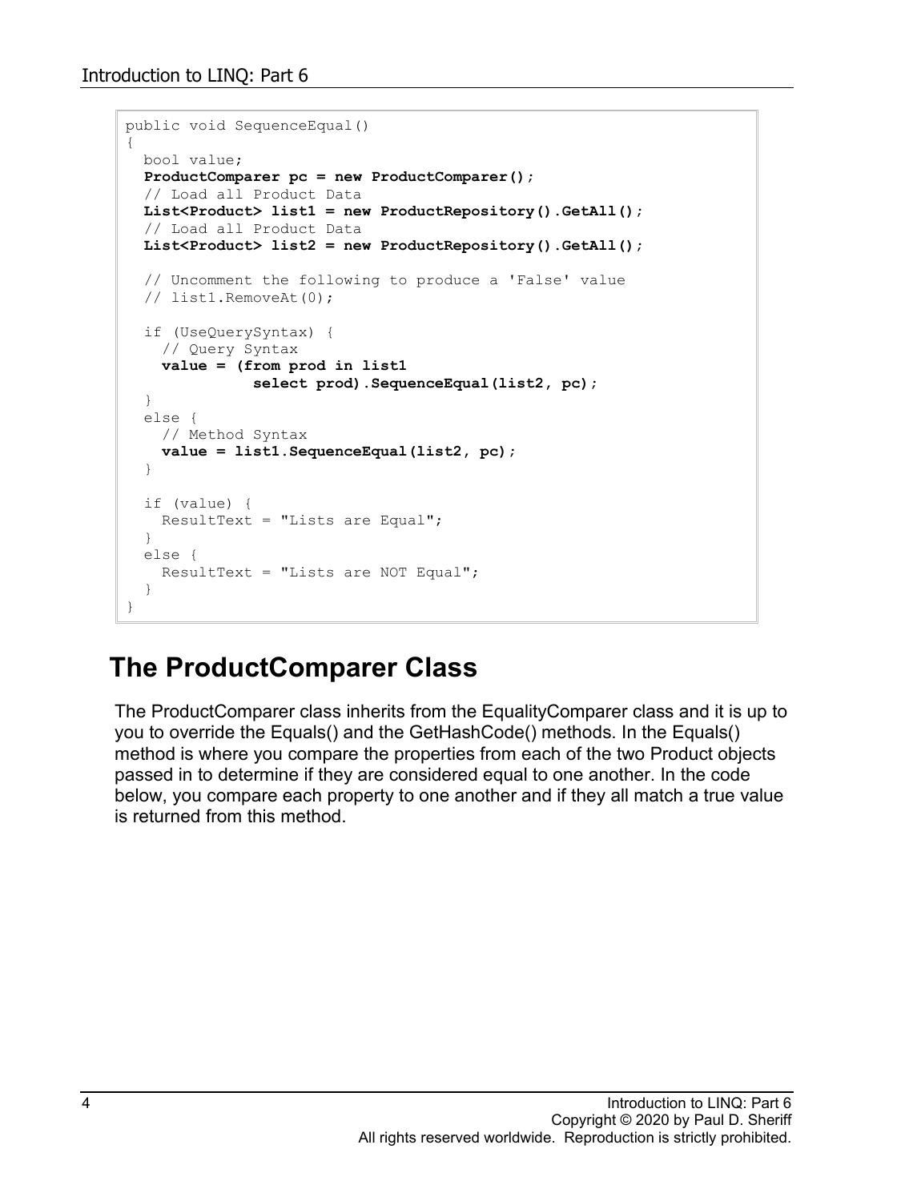```
public void SequenceEqual()
{
  bool value;
  ProductComparer pc = new ProductComparer();
  // Load all Product Data
  List<Product> list1 = new ProductRepository().GetAll();
  // Load all Product Data
  List<Product> list2 = new ProductRepository().GetAll();

  // Uncomment the following to produce a 'False' value
  // list1.RemoveAt(0);

  if (UseQuerySyntax) {
    // Query Syntax
    value = (from prod in list1
             select prod).SequenceEqual(list2, pc);
  }
  else {
    // Method Syntax
    value = list1.SequenceEqual(list2, pc);
  }

  if (value) {
    ResultText = "Lists are Equal";
  }
  else {
    ResultText = "Lists are NOT Equal";
  }
}
```

## The ProductComparer Class

The ProductComparer class inherits from the EqualityComparer class and it is up to you to override the Equals() and the GetHashCode() methods. In the Equals() method is where you compare the properties from each of the two Product objects passed in to determine if they are considered equal to one another. In the code below, you compare each property to one another and if they all match a true value is returned from this method.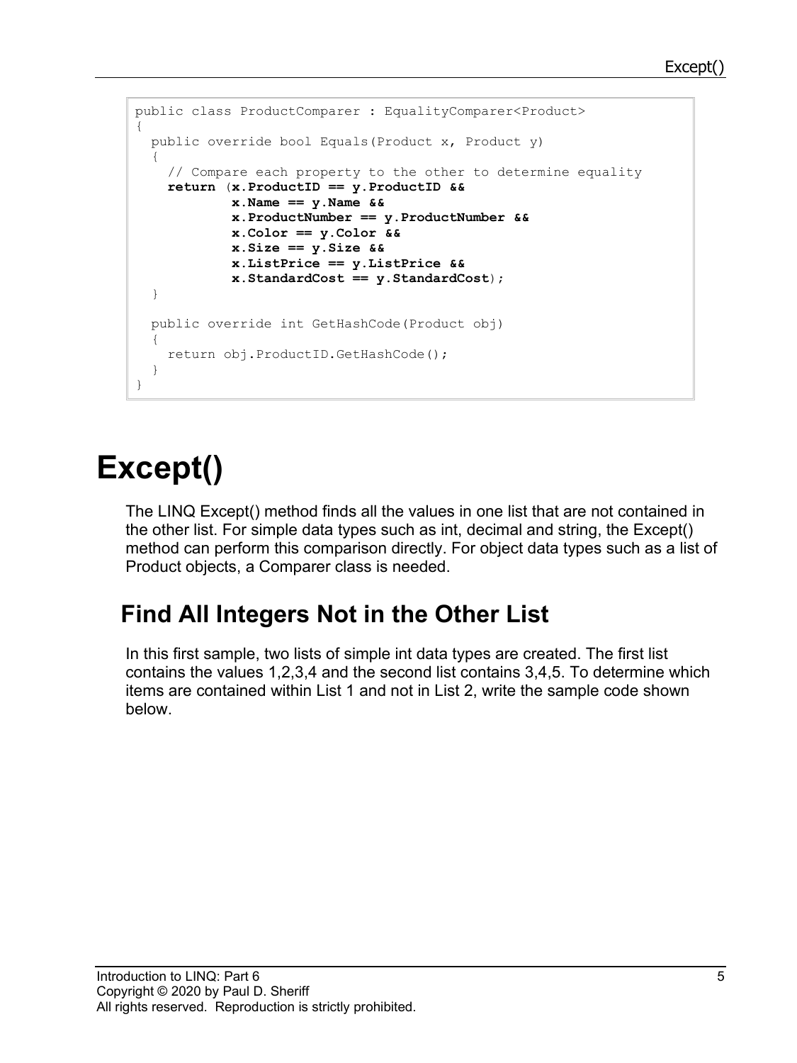```
public class ProductComparer : EqualityComparer<Product>
{
  public override bool Equals(Product x, Product y)
  {
    // Compare each property to the other to determine equality
    return (x.ProductID == y.ProductID &&
            x.Name == y.Name &&
            x.ProductNumber == y.ProductNumber &&
            x.Color == y.Color &&
            x.Size == y.Size &&
            x.ListPrice == y.ListPrice &&
            x.StandardCost == y.StandardCost);
  }

  public override int GetHashCode(Product obj)
  {
    return obj.ProductID.GetHashCode();
  }
}
```

# Except()

The LINQ Except() method finds all the values in one list that are not contained in the other list. For simple data types such as int, decimal and string, the Except() method can perform this comparison directly. For object data types such as a list of Product objects, a Comparer class is needed.

## Find All Integers Not in the Other List

In this first sample, two lists of simple int data types are created. The first list contains the values 1,2,3,4 and the second list contains 3,4,5. To determine which items are contained within List 1 and not in List 2, write the sample code shown below.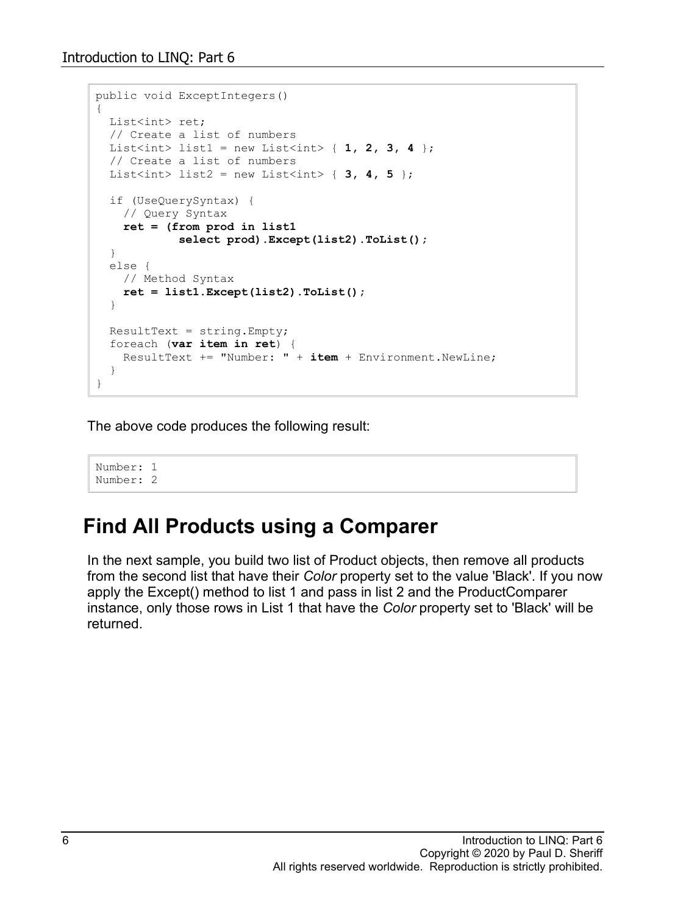```
public void ExceptIntegers()
{
  List<int> ret;
  // Create a list of numbers
  List<int> list1 = new List<int> { 1, 2, 3, 4 };
  // Create a list of numbers
  List<int> list2 = new List<int> { 3, 4, 5 };

  if (UseQuerySyntax) {
    // Query Syntax
    ret = (from prod in list1
            select prod).Except(list2).ToList();
  }
  else {
    // Method Syntax
    ret = list1.Except(list2).ToList();
  }

  ResultText = string.Empty;
  foreach (var item in ret) {
    ResultText += "Number: " + item + Environment.NewLine;
  }
}
```

The above code produces the following result:

```
Number: 1
Number: 2
```

## Find All Products using a Comparer

In the next sample, you build two list of Product objects, then remove all products from the second list that have their *Color* property set to the value 'Black'. If you now apply the Except() method to list 1 and pass in list 2 and the ProductComparer instance, only those rows in List 1 that have the *Color* property set to 'Black' will be returned.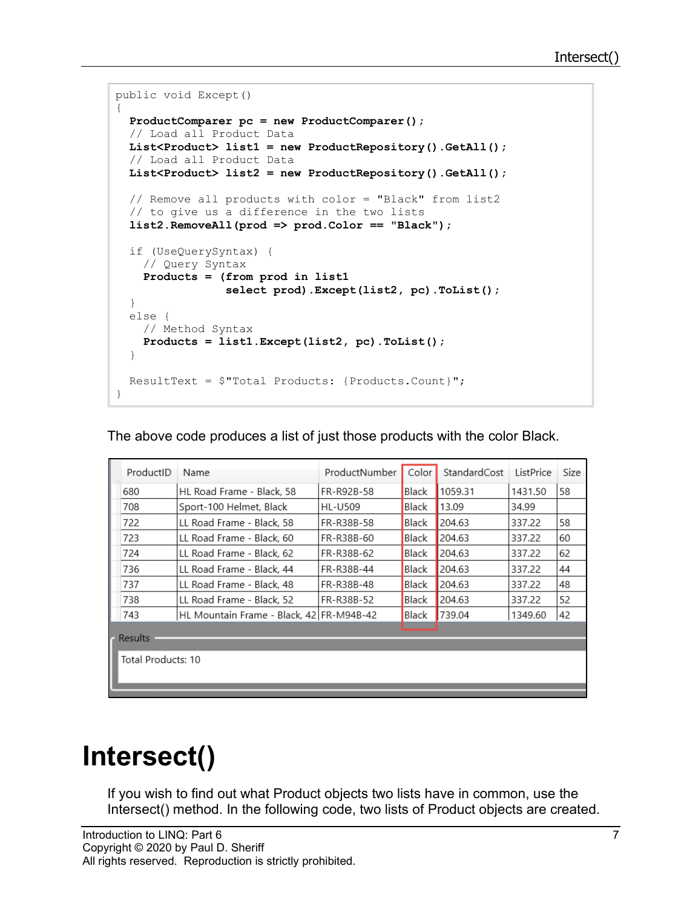```
public void Except()
{
  ProductComparer pc = new ProductComparer();
  // Load all Product Data
  List<Product> list1 = new ProductRepository().GetAll();
  // Load all Product Data
  List<Product> list2 = new ProductRepository().GetAll();

  // Remove all products with color = "Black" from list2
  // to give us a difference in the two lists
  list2.RemoveAll(prod => prod.Color == "Black");

  if (UseQuerySyntax) {
    // Query Syntax
    Products = (from prod in list1
                select prod).Except(list2, pc).ToList();
  }
  else {
    // Method Syntax
    Products = list1.Except(list2, pc).ToList();
  }

  ResultText = $"Total Products: {Products.Count}";
}
```

The above code produces a list of just those products with the color Black.

| ProductID | Name | ProductNumber | Color | StandardCost | ListPrice | Size |
|---|---|---|---|---|---|---|
| 680 | HL Road Frame - Black, 58 | FR-R92B-58 | Black | 1059.31 | 1431.50 | 58 |
| 708 | Sport-100 Helmet, Black | HL-U509 | Black | 13.09 | 34.99 | |
| 722 | LL Road Frame - Black, 58 | FR-R38B-58 | Black | 204.63 | 337.22 | 58 |
| 723 | LL Road Frame - Black, 60 | FR-R38B-60 | Black | 204.63 | 337.22 | 60 |
| 724 | LL Road Frame - Black, 62 | FR-R38B-62 | Black | 204.63 | 337.22 | 62 |
| 736 | LL Road Frame - Black, 44 | FR-R38B-44 | Black | 204.63 | 337.22 | 44 |
| 737 | LL Road Frame - Black, 48 | FR-R38B-48 | Black | 204.63 | 337.22 | 48 |
| 738 | LL Road Frame - Black, 52 | FR-R38B-52 | Black | 204.63 | 337.22 | 52 |
| 743 | HL Mountain Frame - Black, 42 | FR-M94B-42 | Black | 739.04 | 1349.60 | 42 |

Results

Total Products: 10

# Intersect()

If you wish to find out what Product objects two lists have in common, use the Intersect() method. In the following code, two lists of Product objects are created.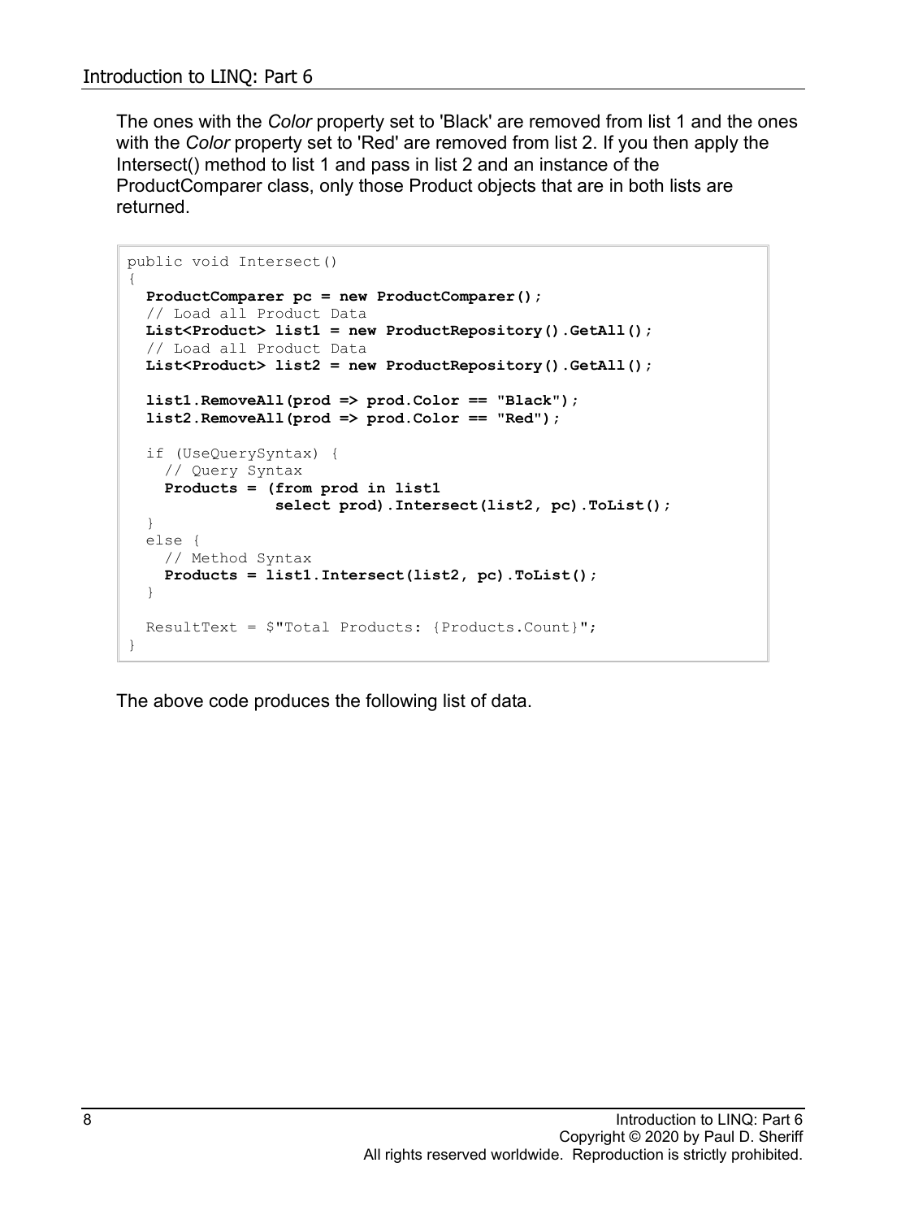The ones with the *Color* property set to 'Black' are removed from list 1 and the ones with the *Color* property set to 'Red' are removed from list 2. If you then apply the Intersect() method to list 1 and pass in list 2 and an instance of the ProductComparer class, only those Product objects that are in both lists are returned.

```
public void Intersect()
{
  ProductComparer pc = new ProductComparer();
  // Load all Product Data
  List<Product> list1 = new ProductRepository().GetAll();
  // Load all Product Data
  List<Product> list2 = new ProductRepository().GetAll();

  list1.RemoveAll(prod => prod.Color == "Black");
  list2.RemoveAll(prod => prod.Color == "Red");

  if (UseQuerySyntax) {
    // Query Syntax
    Products = (from prod in list1
                select prod).Intersect(list2, pc).ToList();
  }
  else {
    // Method Syntax
    Products = list1.Intersect(list2, pc).ToList();
  }

  ResultText = $"Total Products: {Products.Count}";
}
```

The above code produces the following list of data.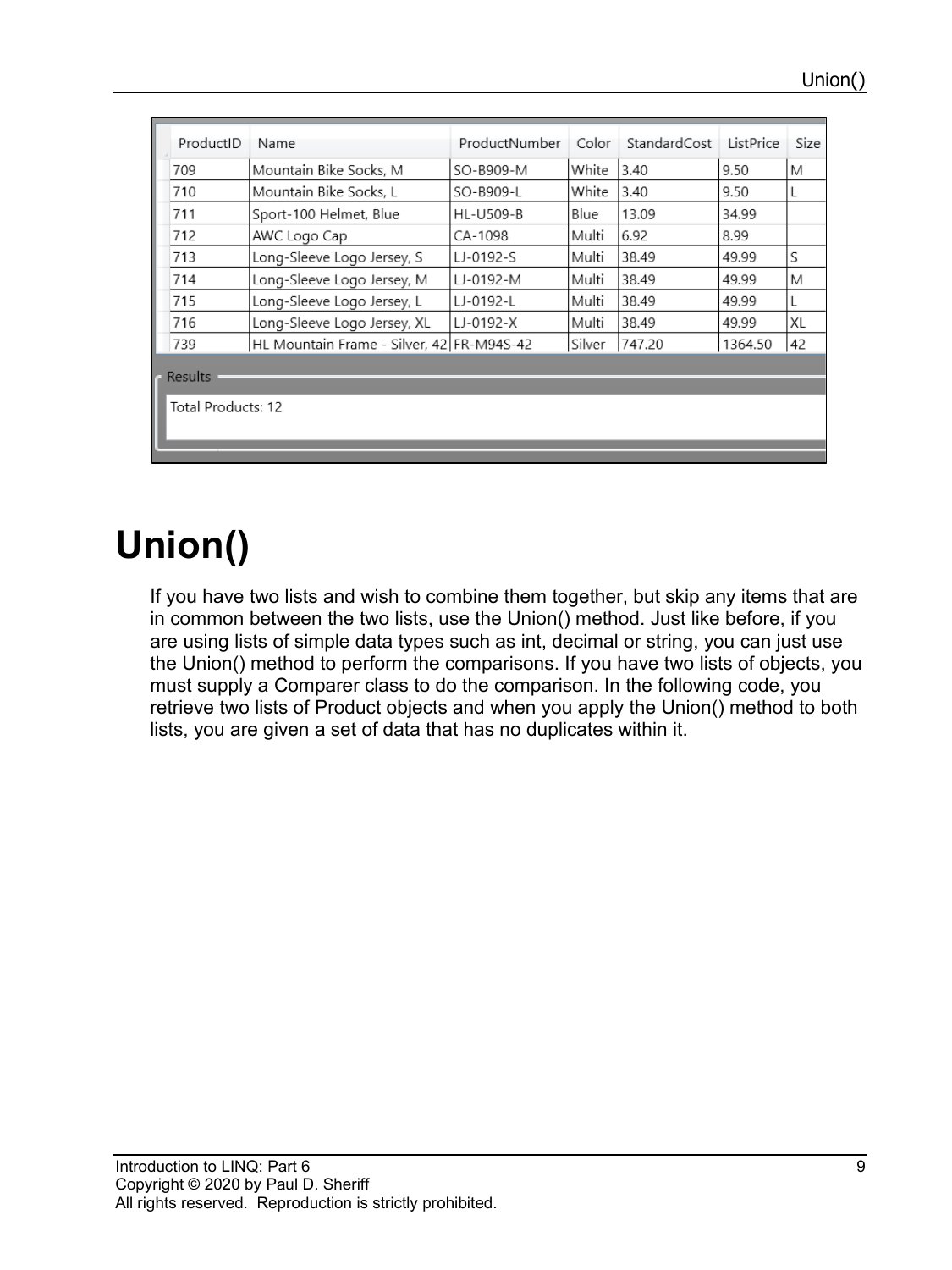| ProductID | Name | ProductNumber | Color | StandardCost | ListPrice | Size |
|---|---|---|---|---|---|---|
| 709 | Mountain Bike Socks, M | SO-B909-M | White | 3.40 | 9.50 | M |
| 710 | Mountain Bike Socks, L | SO-B909-L | White | 3.40 | 9.50 | L |
| 711 | Sport-100 Helmet, Blue | HL-U509-B | Blue | 13.09 | 34.99 | |
| 712 | AWC Logo Cap | CA-1098 | Multi | 6.92 | 8.99 | |
| 713 | Long-Sleeve Logo Jersey, S | LJ-0192-S | Multi | 38.49 | 49.99 | S |
| 714 | Long-Sleeve Logo Jersey, M | LJ-0192-M | Multi | 38.49 | 49.99 | M |
| 715 | Long-Sleeve Logo Jersey, L | LJ-0192-L | Multi | 38.49 | 49.99 | L |
| 716 | Long-Sleeve Logo Jersey, XL | LJ-0192-X | Multi | 38.49 | 49.99 | XL |
| 739 | HL Mountain Frame - Silver, 42 | FR-M94S-42 | Silver | 747.20 | 1364.50 | 42 |

Results

Total Products: 12

# Union()

If you have two lists and wish to combine them together, but skip any items that are in common between the two lists, use the Union() method. Just like before, if you are using lists of simple data types such as int, decimal or string, you can just use the Union() method to perform the comparisons. If you have two lists of objects, you must supply a Comparer class to do the comparison. In the following code, you retrieve two lists of Product objects and when you apply the Union() method to both lists, you are given a set of data that has no duplicates within it.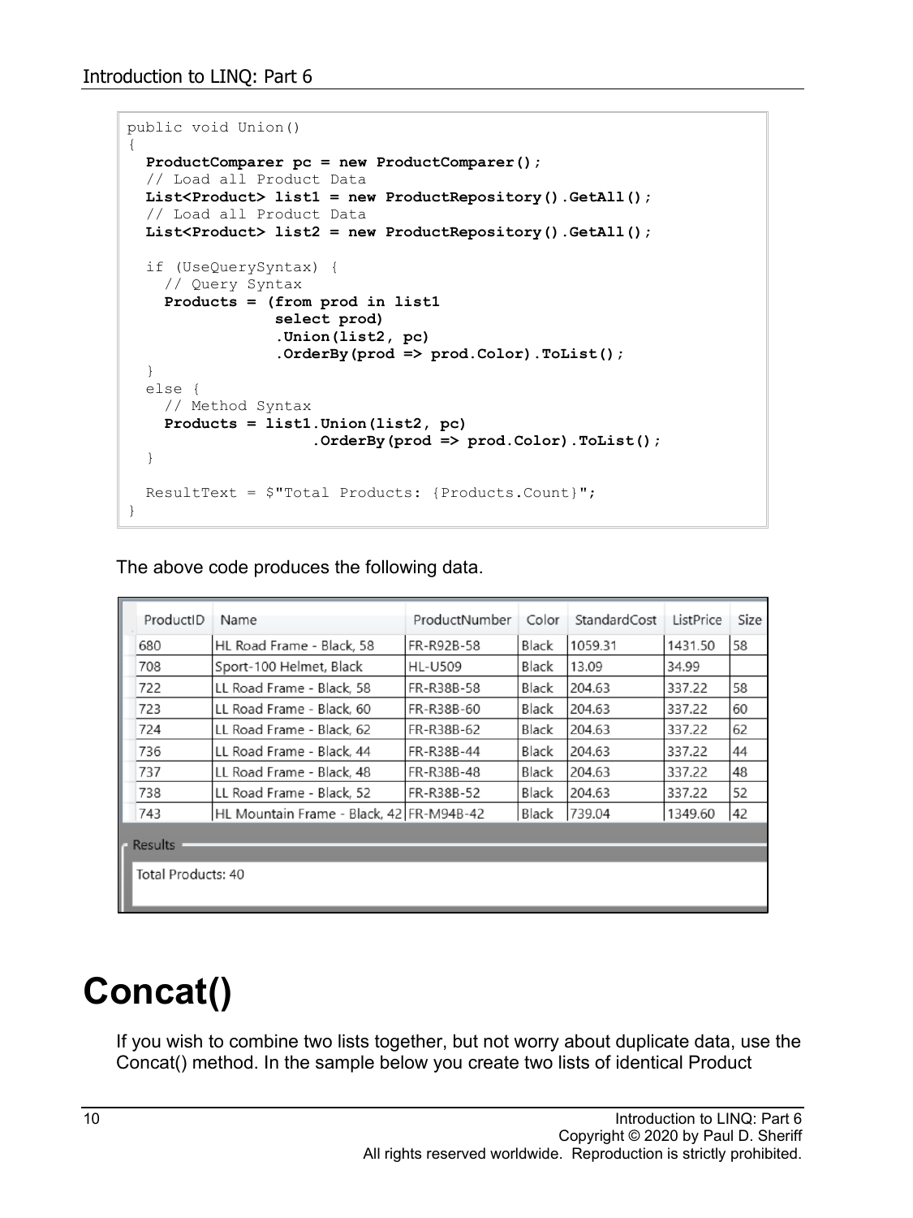```
public void Union()
{
  ProductComparer pc = new ProductComparer();
  // Load all Product Data
  List<Product> list1 = new ProductRepository().GetAll();
  // Load all Product Data
  List<Product> list2 = new ProductRepository().GetAll();

  if (UseQuerySyntax) {
    // Query Syntax
    Products = (from prod in list1
                select prod)
                .Union(list2, pc)
                .OrderBy(prod => prod.Color).ToList();
  }
  else {
    // Method Syntax
    Products = list1.Union(list2, pc)
                    .OrderBy(prod => prod.Color).ToList();
  }

  ResultText = $"Total Products: {Products.Count}";
}
```

The above code produces the following data.

| ProductID | Name | ProductNumber | Color | StandardCost | ListPrice | Size |
|---|---|---|---|---|---|---|
| 680 | HL Road Frame - Black, 58 | FR-R92B-58 | Black | 1059.31 | 1431.50 | 58 |
| 708 | Sport-100 Helmet, Black | HL-U509 | Black | 13.09 | 34.99 | |
| 722 | LL Road Frame - Black, 58 | FR-R38B-58 | Black | 204.63 | 337.22 | 58 |
| 723 | LL Road Frame - Black, 60 | FR-R38B-60 | Black | 204.63 | 337.22 | 60 |
| 724 | LL Road Frame - Black, 62 | FR-R38B-62 | Black | 204.63 | 337.22 | 62 |
| 736 | LL Road Frame - Black, 44 | FR-R38B-44 | Black | 204.63 | 337.22 | 44 |
| 737 | LL Road Frame - Black, 48 | FR-R38B-48 | Black | 204.63 | 337.22 | 48 |
| 738 | LL Road Frame - Black, 52 | FR-R38B-52 | Black | 204.63 | 337.22 | 52 |
| 743 | HL Mountain Frame - Black, 42 | FR-M94B-42 | Black | 739.04 | 1349.60 | 42 |

Results

Total Products: 40

# Concat()

If you wish to combine two lists together, but not worry about duplicate data, use the Concat() method. In the sample below you create two lists of identical Product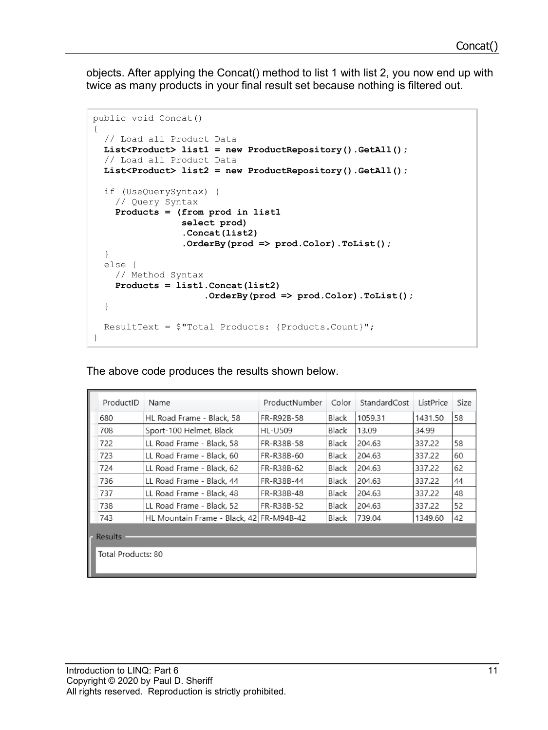objects. After applying the Concat() method to list 1 with list 2, you now end up with twice as many products in your final result set because nothing is filtered out.

```
public void Concat()
{
  // Load all Product Data
  List<Product> list1 = new ProductRepository().GetAll();
  // Load all Product Data
  List<Product> list2 = new ProductRepository().GetAll();

  if (UseQuerySyntax) {
    // Query Syntax
    Products = (from prod in list1
                select prod)
                .Concat(list2)
                .OrderBy(prod => prod.Color).ToList();
  }
  else {
    // Method Syntax
    Products = list1.Concat(list2)
                    .OrderBy(prod => prod.Color).ToList();
  }

  ResultText = $"Total Products: {Products.Count}";
}
```

The above code produces the results shown below.

| ProductID | Name | ProductNumber | Color | StandardCost | ListPrice | Size |
|---|---|---|---|---|---|---|
| 680 | HL Road Frame - Black, 58 | FR-R92B-58 | Black | 1059.31 | 1431.50 | 58 |
| 708 | Sport-100 Helmet, Black | HL-U509 | Black | 13.09 | 34.99 | |
| 722 | LL Road Frame - Black, 58 | FR-R38B-58 | Black | 204.63 | 337.22 | 58 |
| 723 | LL Road Frame - Black, 60 | FR-R38B-60 | Black | 204.63 | 337.22 | 60 |
| 724 | LL Road Frame - Black, 62 | FR-R38B-62 | Black | 204.63 | 337.22 | 62 |
| 736 | LL Road Frame - Black, 44 | FR-R38B-44 | Black | 204.63 | 337.22 | 44 |
| 737 | LL Road Frame - Black, 48 | FR-R38B-48 | Black | 204.63 | 337.22 | 48 |
| 738 | LL Road Frame - Black, 52 | FR-R38B-52 | Black | 204.63 | 337.22 | 52 |
| 743 | HL Mountain Frame - Black, 42 | FR-M94B-42 | Black | 739.04 | 1349.60 | 42 |

Results

Total Products: 80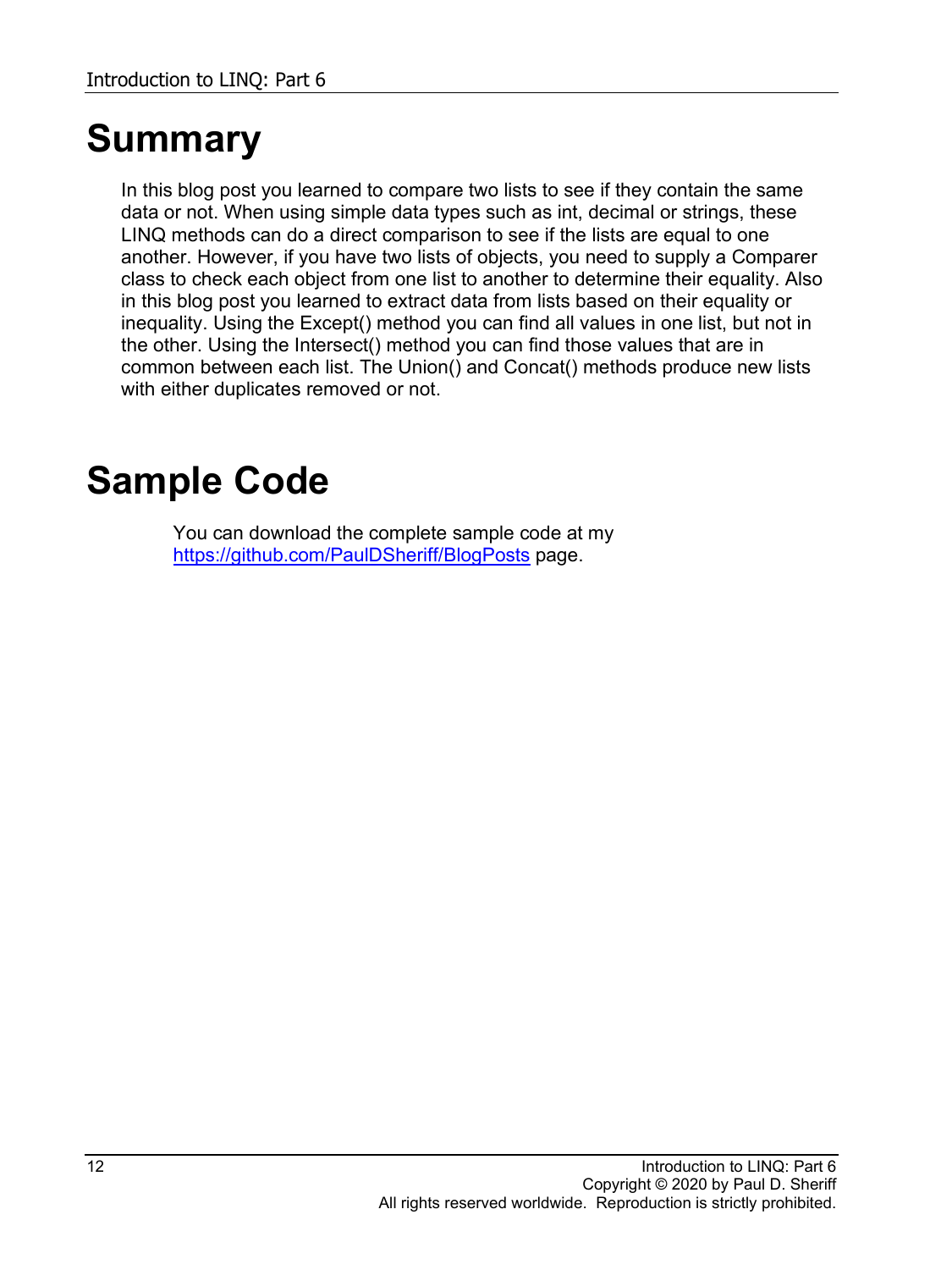# Summary

In this blog post you learned to compare two lists to see if they contain the same data or not. When using simple data types such as int, decimal or strings, these LINQ methods can do a direct comparison to see if the lists are equal to one another. However, if you have two lists of objects, you need to supply a Comparer class to check each object from one list to another to determine their equality. Also in this blog post you learned to extract data from lists based on their equality or inequality. Using the Except() method you can find all values in one list, but not in the other. Using the Intersect() method you can find those values that are in common between each list. The Union() and Concat() methods produce new lists with either duplicates removed or not.

# Sample Code

You can download the complete sample code at my [https://github.com/PaulDSheriff/BlogPosts](https://github.com/PaulDSheriff/BlogPosts) page.